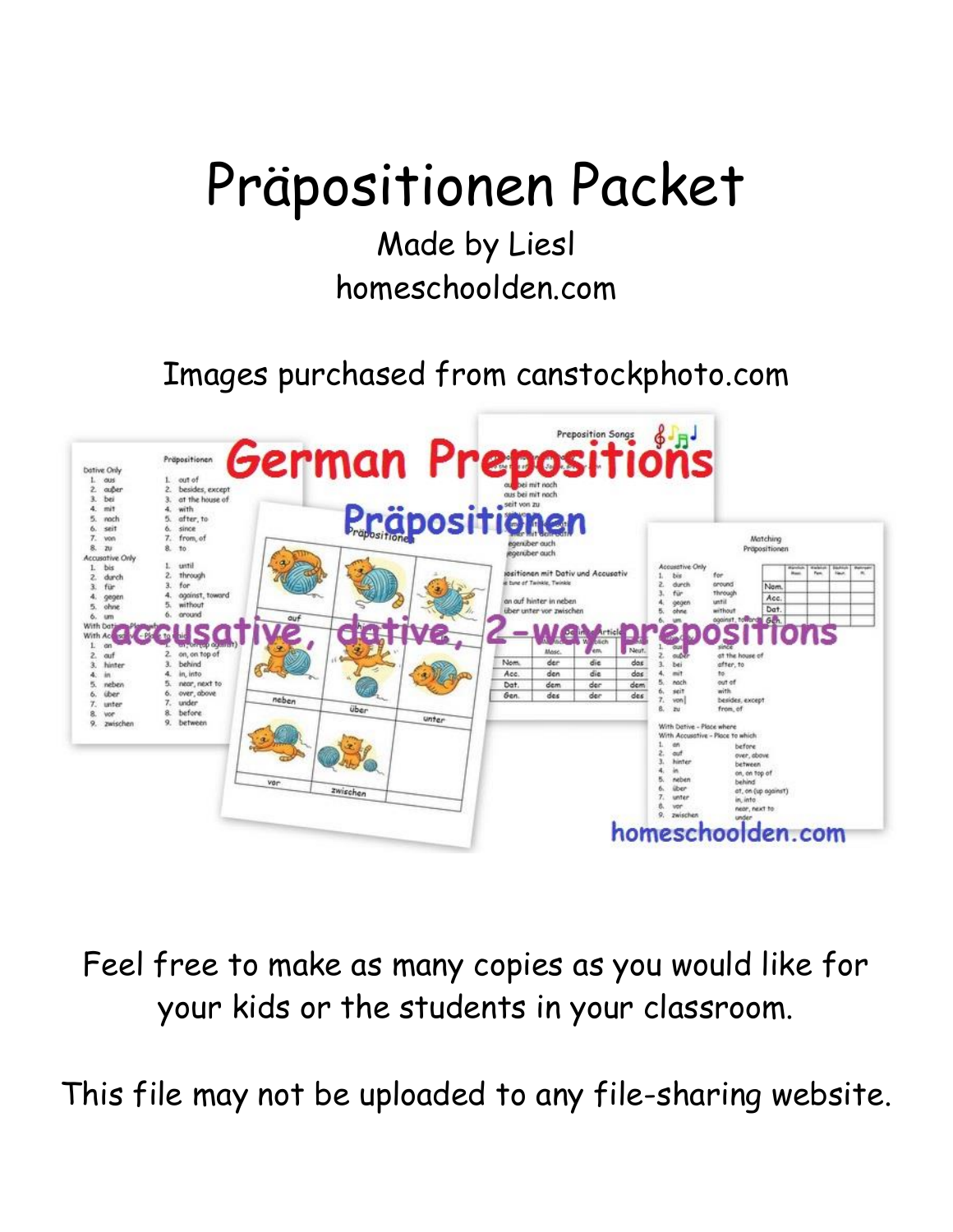# Präpositionen Packet

Made by Liesl

homeschoolden.com

Images purchased from canstockphoto.com

Feel free to make as many copies as you would like for your kids or the students in your classroom.

This file may not be uploaded to any file-sharing website.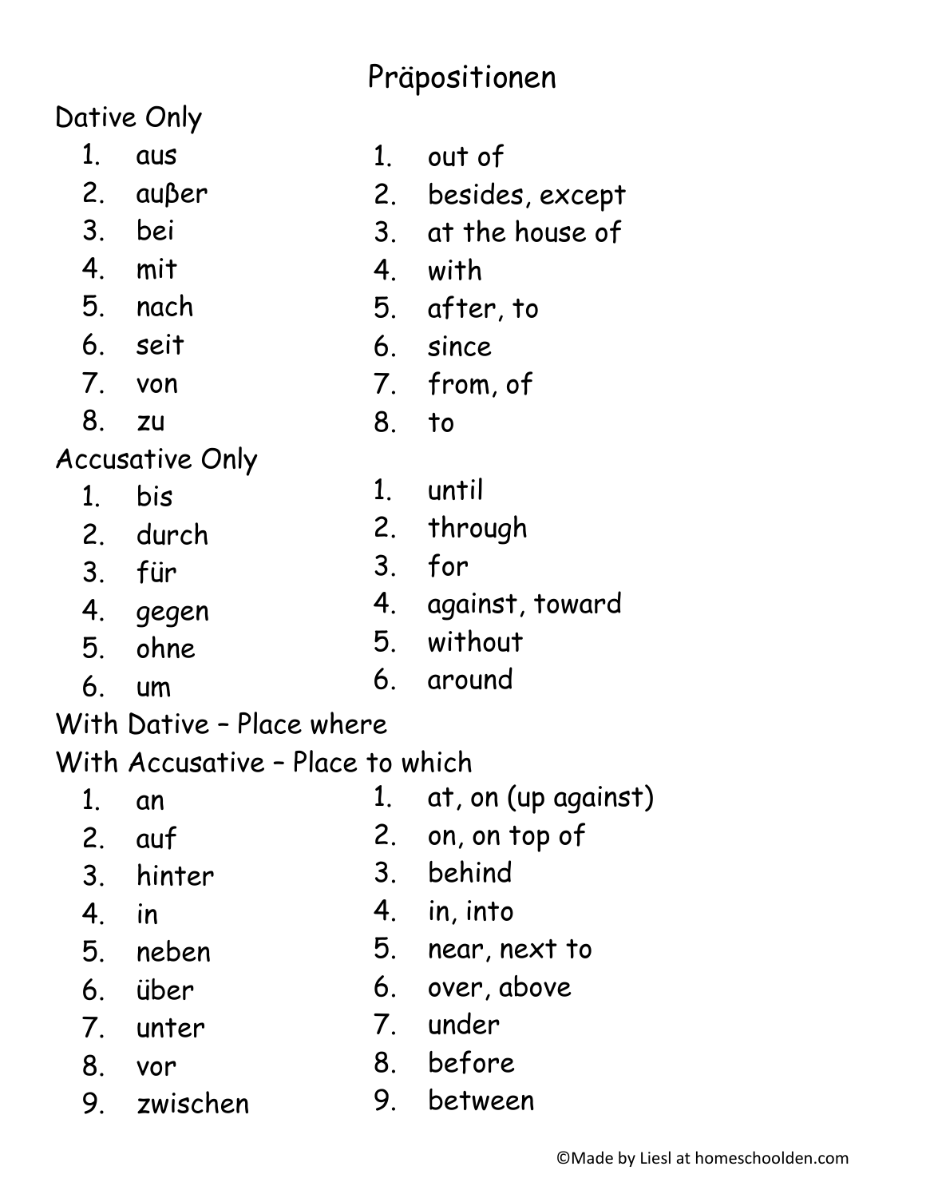# Präpositionen

## Dative Only

| German | English |
|---|---|
| 1. aus | 1. out of |
| 2. außer | 2. besides, except |
| 3. bei | 3. at the house of |
| 4. mit | 4. with |
| 5. nach | 5. after, to |
| 6. seit | 6. since |
| 7. von | 7. from, of |
| 8. zu | 8. to |

## Accusative Only

| German | English |
|---|---|
| 1. bis | 1. until |
| 2. durch | 2. through |
| 3. für | 3. for |
| 4. gegen | 4. against, toward |
| 5. ohne | 5. without |
| 6. um | 6. around |

## With Dative – Place where
## With Accusative – Place to which

| German | English |
|---|---|
| 1. an | 1. at, on (up against) |
| 2. auf | 2. on, on top of |
| 3. hinter | 3. behind |
| 4. in | 4. in, into |
| 5. neben | 5. near, next to |
| 6. über | 6. over, above |
| 7. unter | 7. under |
| 8. vor | 8. before |
| 9. zwischen | 9. between |

©Made by Liesl at homeschoolden.com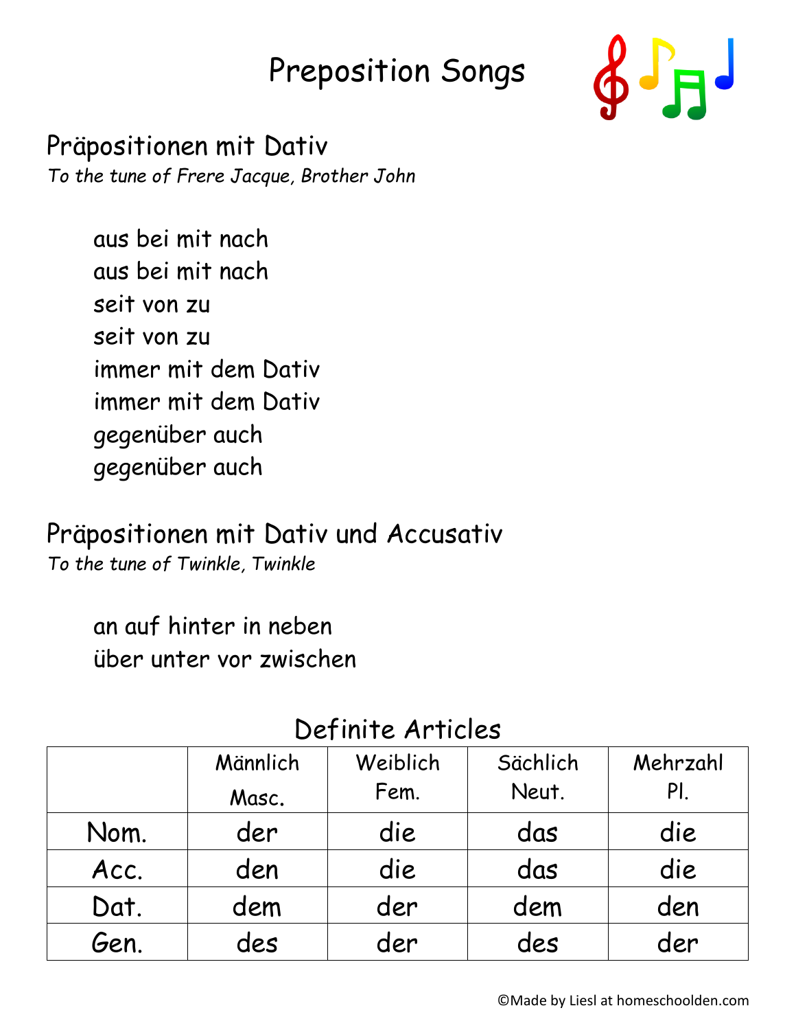# Preposition Songs

## Präpositionen mit Dativ

*To the tune of Frere Jacque, Brother John*

aus bei mit nach  
aus bei mit nach  
seit von zu  
seit von zu  
immer mit dem Dativ  
immer mit dem Dativ  
gegenüber auch  
gegenüber auch

## Präpositionen mit Dativ und Accusativ

*To the tune of Twinkle, Twinkle*

an auf hinter in neben  
über unter vor zwischen

## Definite Articles

| | Männlich Masc. | Weiblich Fem. | Sächlich Neut. | Mehrzahl Pl. |
|---|---|---|---|---|
| Nom. | der | die | das | die |
| Acc. | den | die | das | die |
| Dat. | dem | der | dem | den |
| Gen. | des | der | des | der |

©Made by Liesl at homeschoolden.com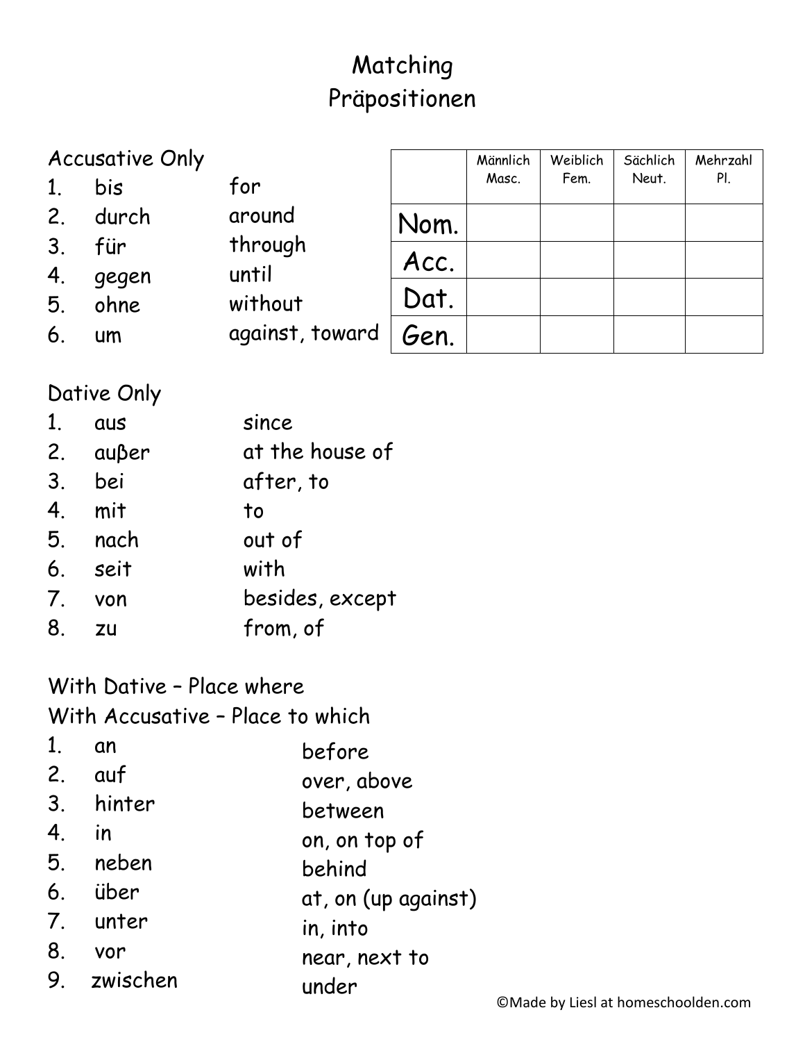# Matching
# Präpositionen

| | Männlich Masc. | Weiblich Fem. | Sächlich Neut. | Mehrzahl Pl. |
|---|---|---|---|---|
| Nom. | | | | |
| Acc. | | | | |
| Dat. | | | | |
| Gen. | | | | |

Accusative Only

| | | |
|---|---|---|
| 1. | bis | for |
| 2. | durch | around |
| 3. | für | through |
| 4. | gegen | until |
| 5. | ohne | without |
| 6. | um | against, toward |

Dative Only

| | | |
|---|---|---|
| 1. | aus | since |
| 2. | außer | at the house of |
| 3. | bei | after, to |
| 4. | mit | to |
| 5. | nach | out of |
| 6. | seit | with |
| 7. | von | besides, except |
| 8. | zu | from, of |

With Dative – Place where
With Accusative – Place to which

| | | |
|---|---|---|
| 1. | an | before |
| 2. | auf | over, above |
| 3. | hinter | between |
| 4. | in | on, on top of |
| 5. | neben | behind |
| 6. | über | at, on (up against) |
| 7. | unter | in, into |
| 8. | vor | near, next to |
| 9. | zwischen | under |

©Made by Liesl at homeschoolden.com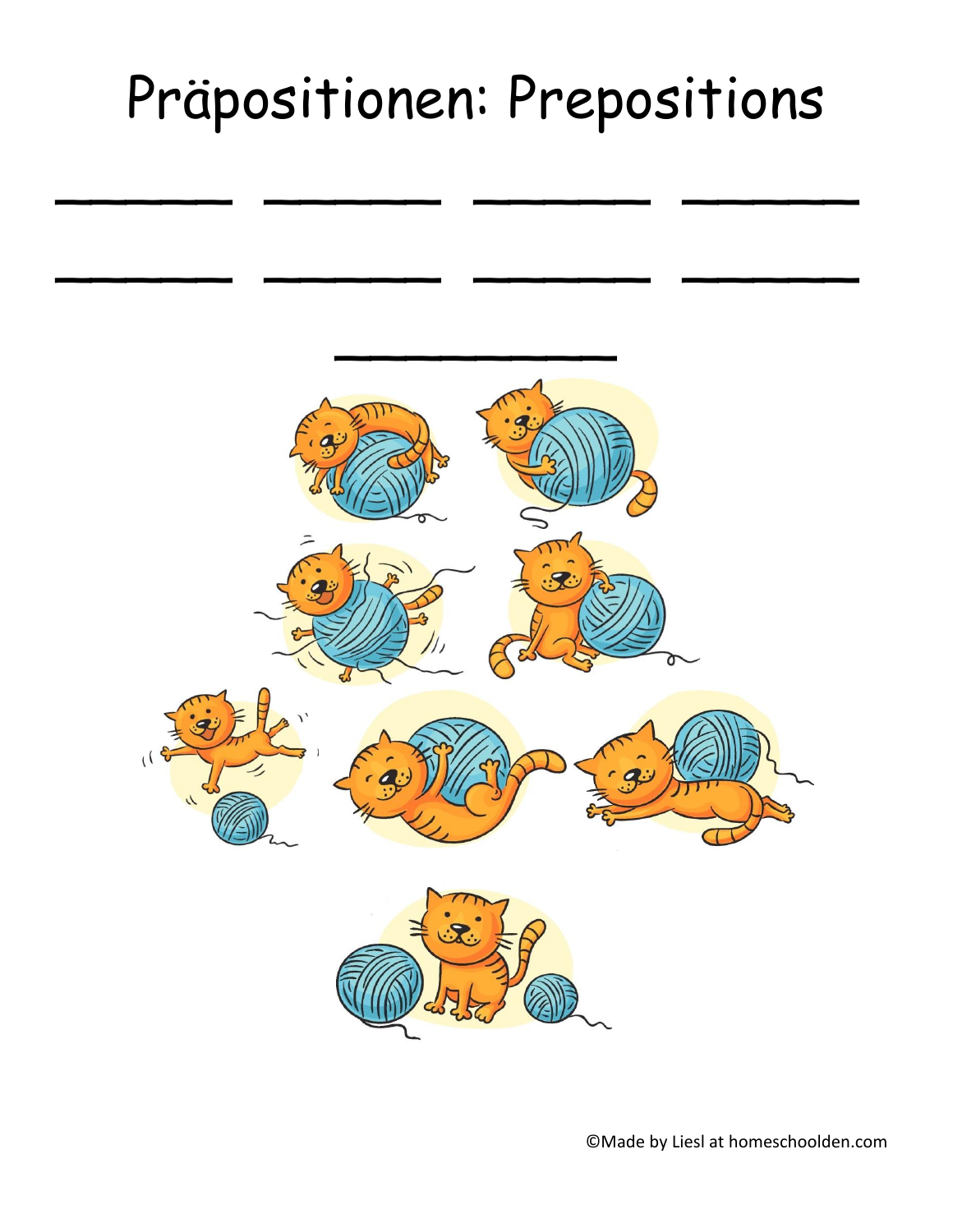# Präpositionen: Prepositions

\_\_\_\_\_\_\_\_\_\_ \_\_\_\_\_\_\_\_\_\_ \_\_\_\_\_\_\_\_\_\_ \_\_\_\_\_\_\_\_\_\_

\_\_\_\_\_\_\_\_\_\_ \_\_\_\_\_\_\_\_\_\_ \_\_\_\_\_\_\_\_\_\_ \_\_\_\_\_\_\_\_\_\_

\_\_\_\_\_\_\_\_\_\_\_\_\_\_\_\_

©Made by Liesl at homeschoolden.com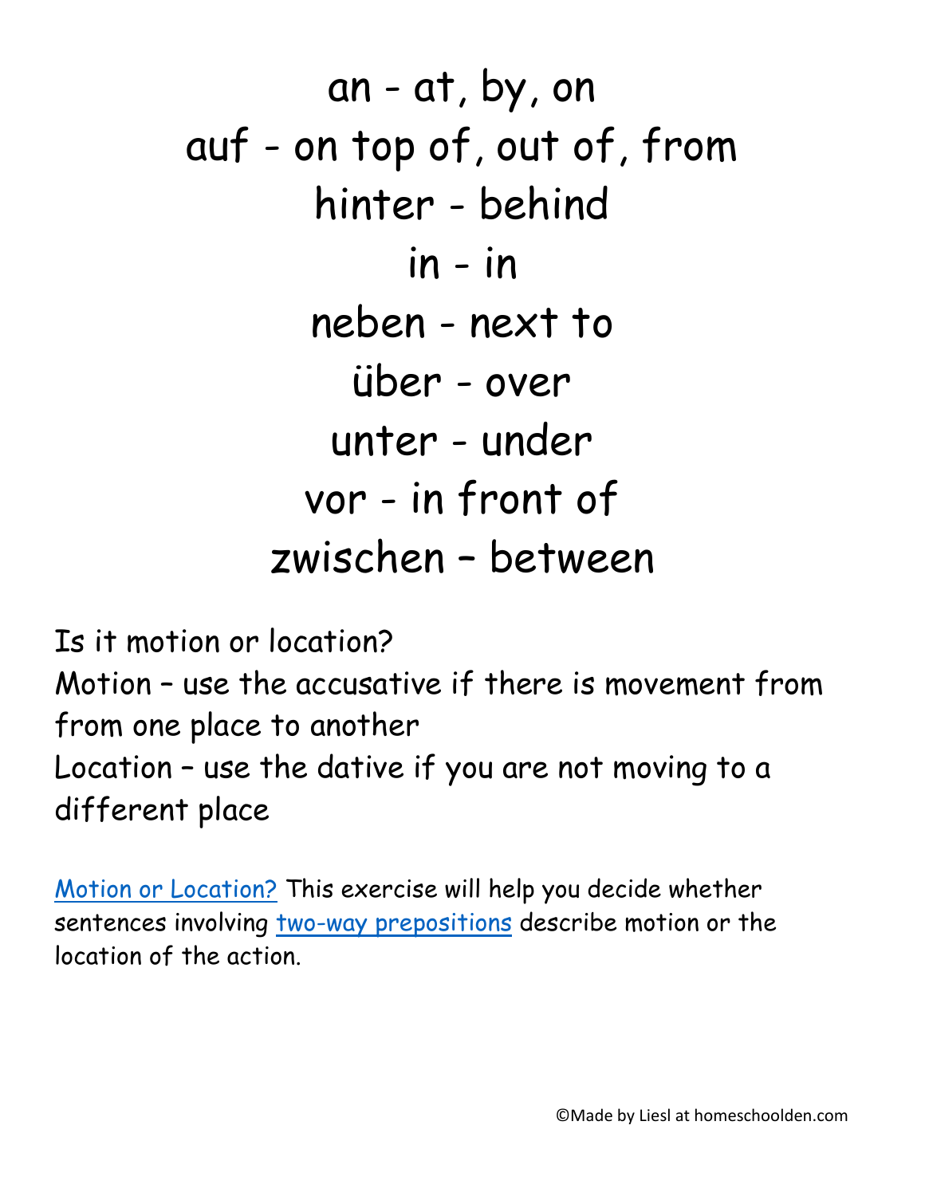an - at, by, on

auf - on top of, out of, from

hinter - behind

in - in

neben - next to

über - over

unter - under

vor - in front of

zwischen – between

Is it motion or location?

Motion – use the accusative if there is movement from from one place to another

Location – use the dative if you are not moving to a different place

Motion or Location? This exercise will help you decide whether sentences involving two-way prepositions describe motion or the location of the action.

©Made by Liesl at homeschoolden.com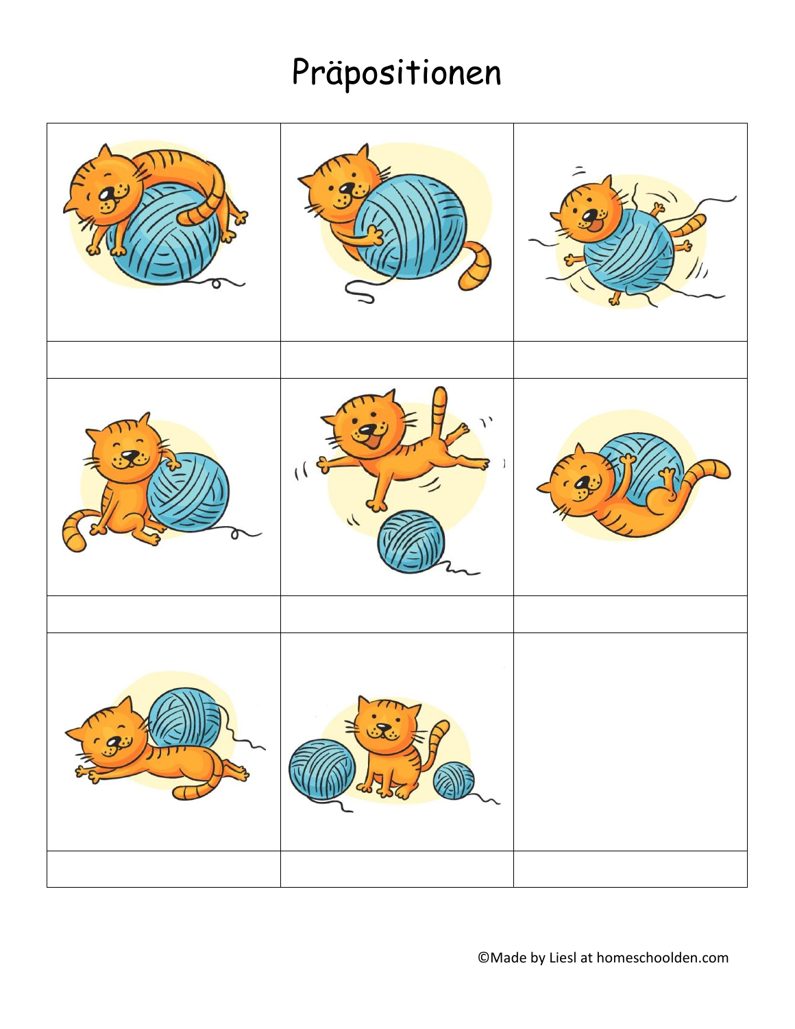# Präpositionen

| | | |
|---|---|---|
| | | |
| | | |
| | | |
| | | |
| | | |
| | | |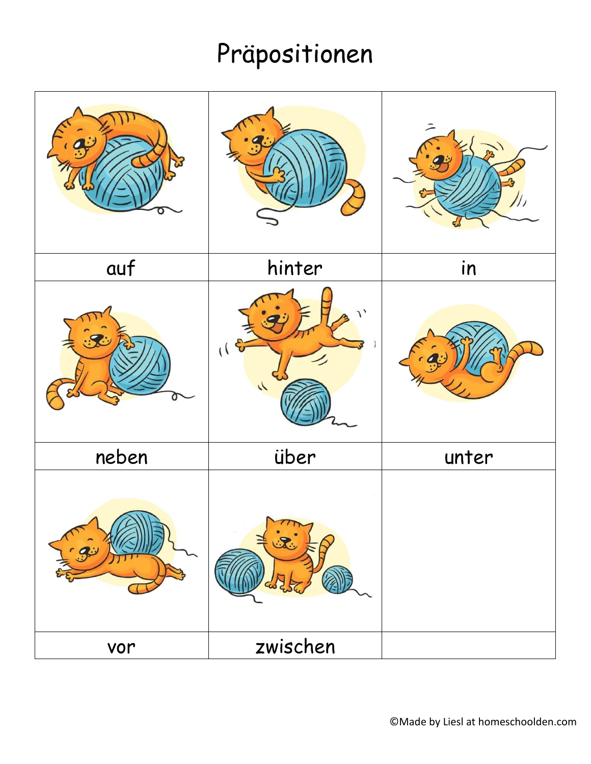# Präpositionen

| | | |
|---|---|---|
| auf | hinter | in |
| neben | über | unter |
| vor | zwischen | |

©Made by Liesl at homeschoolden.com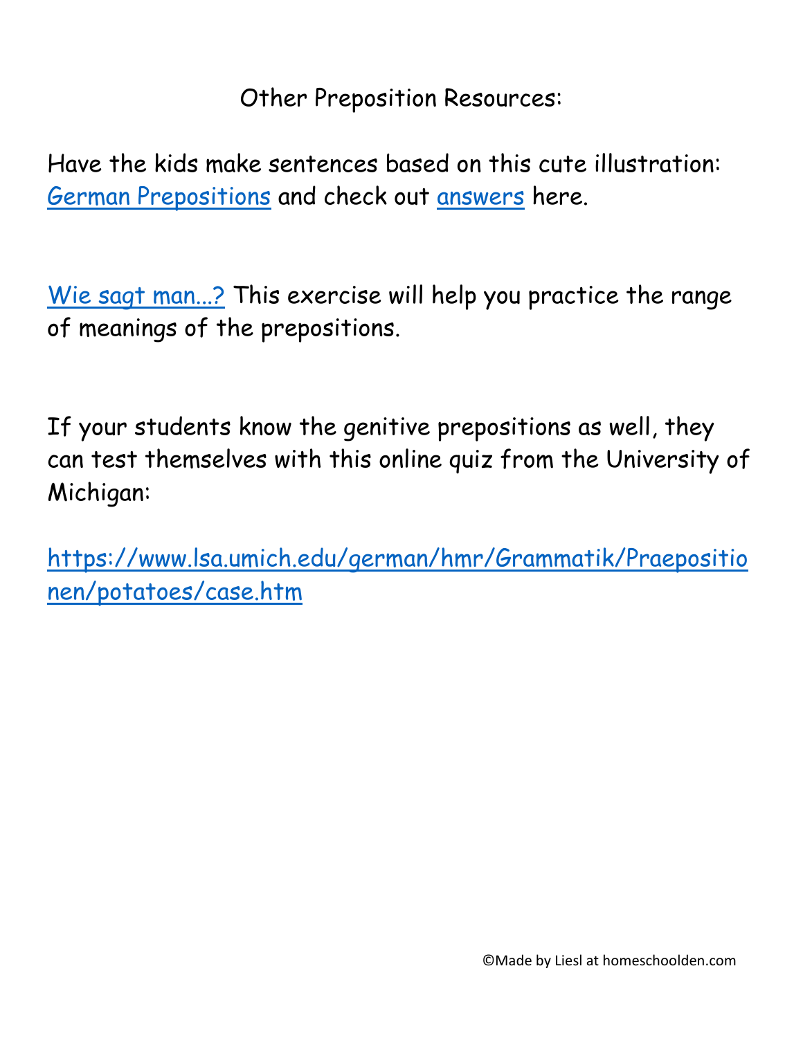Other Preposition Resources:

Have the kids make sentences based on this cute illustration: German Prepositions and check out answers here.

Wie sagt man...? This exercise will help you practice the range of meanings of the prepositions.

If your students know the genitive prepositions as well, they can test themselves with this online quiz from the University of Michigan:

https://www.lsa.umich.edu/german/hmr/Grammatik/Praepositionen/potatoes/case.htm

©Made by Liesl at homeschoolden.com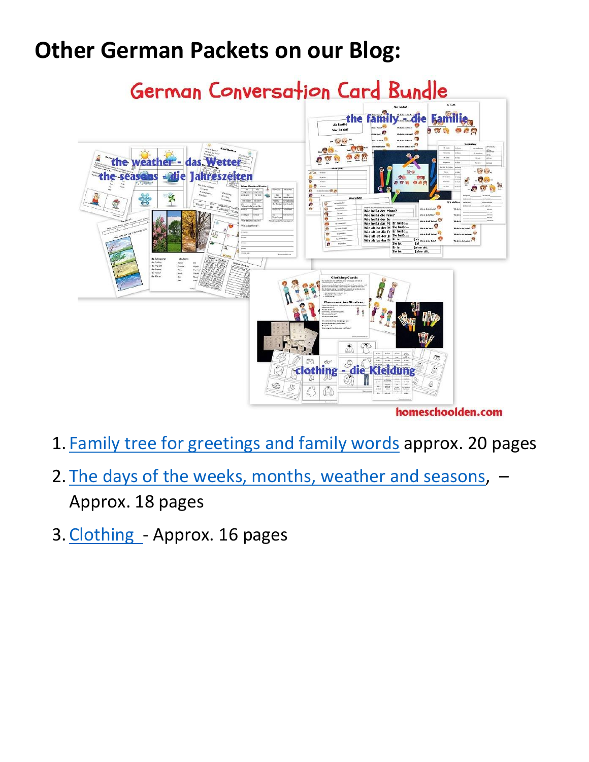# Other German Packets on our Blog:

1. Family tree for greetings and family words approx. 20 pages
2. The days of the weeks, months, weather and seasons, – Approx. 18 pages
3. Clothing - Approx. 16 pages